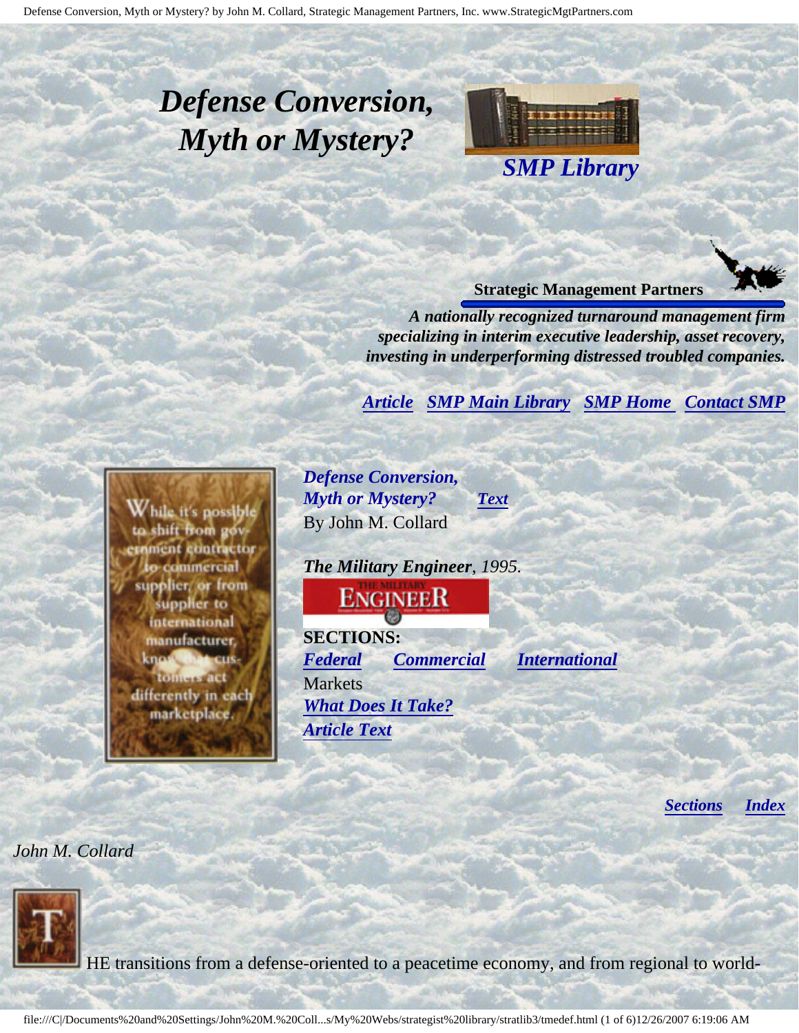# *Defense Conversion, Myth or Mystery?*

*SMP Library*

**Strategic Management Partners**

***A nationally recognized turnaround management firm specializing in interim executive leadership, asset recovery, investing in underperforming distressed troubled companies.***

***Article*** ***SMP Main Library*** ***SMP Home*** ***Contact SMP***

While it's possible to shift from government contractor to commercial supplier, or from supplier to international manufacturer, know that customers act differently in each marketplace.

***Defense Conversion, Myth or Mystery?*** ***Text***
By John M. Collard

***The Military Engineer****, 1995.*

**SECTIONS:**
***Federal*** ***Commercial*** ***International*** Markets
***What Does It Take?***
***Article Text***

***Sections*** ***Index***

*John M. Collard*

THE transitions from a defense-oriented to a peacetime economy, and from regional to world-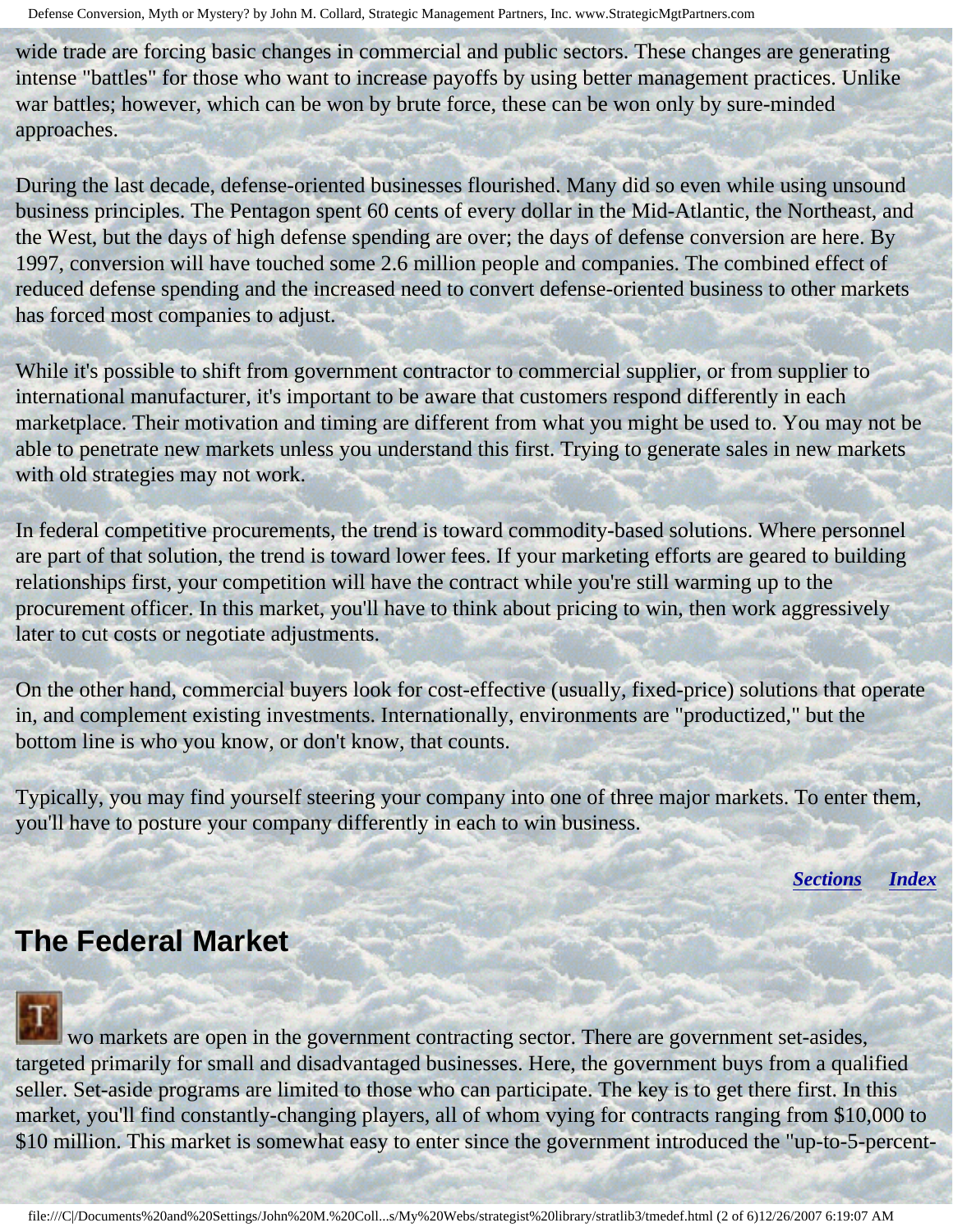wide trade are forcing basic changes in commercial and public sectors. These changes are generating intense "battles" for those who want to increase payoffs by using better management practices. Unlike war battles; however, which can be won by brute force, these can be won only by sure-minded approaches.

During the last decade, defense-oriented businesses flourished. Many did so even while using unsound business principles. The Pentagon spent 60 cents of every dollar in the Mid-Atlantic, the Northeast, and the West, but the days of high defense spending are over; the days of defense conversion are here. By 1997, conversion will have touched some 2.6 million people and companies. The combined effect of reduced defense spending and the increased need to convert defense-oriented business to other markets has forced most companies to adjust.

While it's possible to shift from government contractor to commercial supplier, or from supplier to international manufacturer, it's important to be aware that customers respond differently in each marketplace. Their motivation and timing are different from what you might be used to. You may not be able to penetrate new markets unless you understand this first. Trying to generate sales in new markets with old strategies may not work.

In federal competitive procurements, the trend is toward commodity-based solutions. Where personnel are part of that solution, the trend is toward lower fees. If your marketing efforts are geared to building relationships first, your competition will have the contract while you're still warming up to the procurement officer. In this market, you'll have to think about pricing to win, then work aggressively later to cut costs or negotiate adjustments.

On the other hand, commercial buyers look for cost-effective (usually, fixed-price) solutions that operate in, and complement existing investments. Internationally, environments are "productized," but the bottom line is who you know, or don't know, that counts.

Typically, you may find yourself steering your company into one of three major markets. To enter them, you'll have to posture your company differently in each to win business.

*Sections* *Index*

## The Federal Market

Two markets are open in the government contracting sector. There are government set-asides, targeted primarily for small and disadvantaged businesses. Here, the government buys from a qualified seller. Set-aside programs are limited to those who can participate. The key is to get there first. In this market, you'll find constantly-changing players, all of whom vying for contracts ranging from $10,000 to $10 million. This market is somewhat easy to enter since the government introduced the "up-to-5-percent-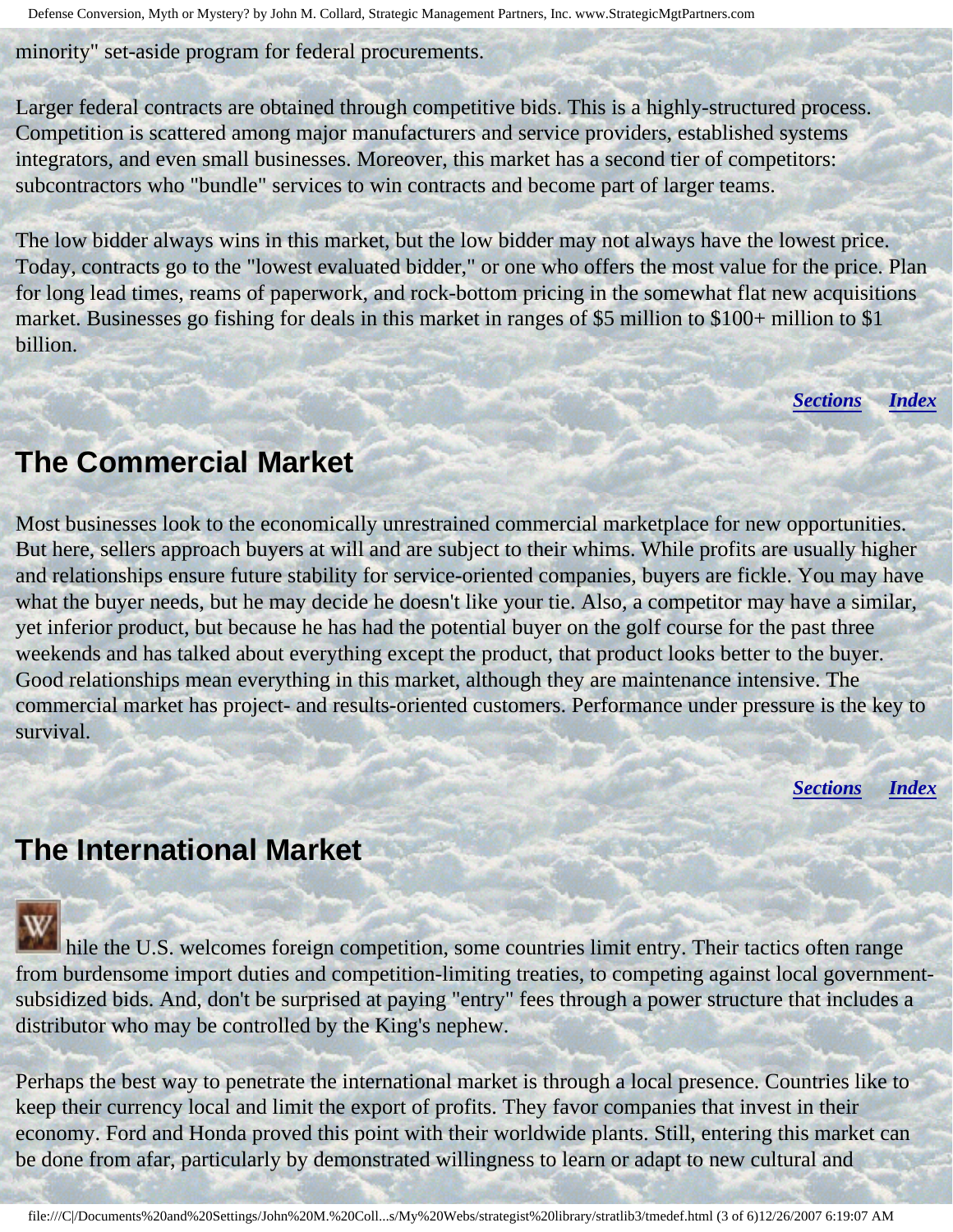minority" set-aside program for federal procurements.

Larger federal contracts are obtained through competitive bids. This is a highly-structured process. Competition is scattered among major manufacturers and service providers, established systems integrators, and even small businesses. Moreover, this market has a second tier of competitors: subcontractors who "bundle" services to win contracts and become part of larger teams.

The low bidder always wins in this market, but the low bidder may not always have the lowest price. Today, contracts go to the "lowest evaluated bidder," or one who offers the most value for the price. Plan for long lead times, reams of paperwork, and rock-bottom pricing in the somewhat flat new acquisitions market. Businesses go fishing for deals in this market in ranges of $5 million to $100+ million to $1 billion.

*Sections* *Index*

## The Commercial Market

Most businesses look to the economically unrestrained commercial marketplace for new opportunities. But here, sellers approach buyers at will and are subject to their whims. While profits are usually higher and relationships ensure future stability for service-oriented companies, buyers are fickle. You may have what the buyer needs, but he may decide he doesn't like your tie. Also, a competitor may have a similar, yet inferior product, but because he has had the potential buyer on the golf course for the past three weekends and has talked about everything except the product, that product looks better to the buyer. Good relationships mean everything in this market, although they are maintenance intensive. The commercial market has project- and results-oriented customers. Performance under pressure is the key to survival.

*Sections* *Index*

## The International Market

While the U.S. welcomes foreign competition, some countries limit entry. Their tactics often range from burdensome import duties and competition-limiting treaties, to competing against local government-subsidized bids. And, don't be surprised at paying "entry" fees through a power structure that includes a distributor who may be controlled by the King's nephew.

Perhaps the best way to penetrate the international market is through a local presence. Countries like to keep their currency local and limit the export of profits. They favor companies that invest in their economy. Ford and Honda proved this point with their worldwide plants. Still, entering this market can be done from afar, particularly by demonstrated willingness to learn or adapt to new cultural and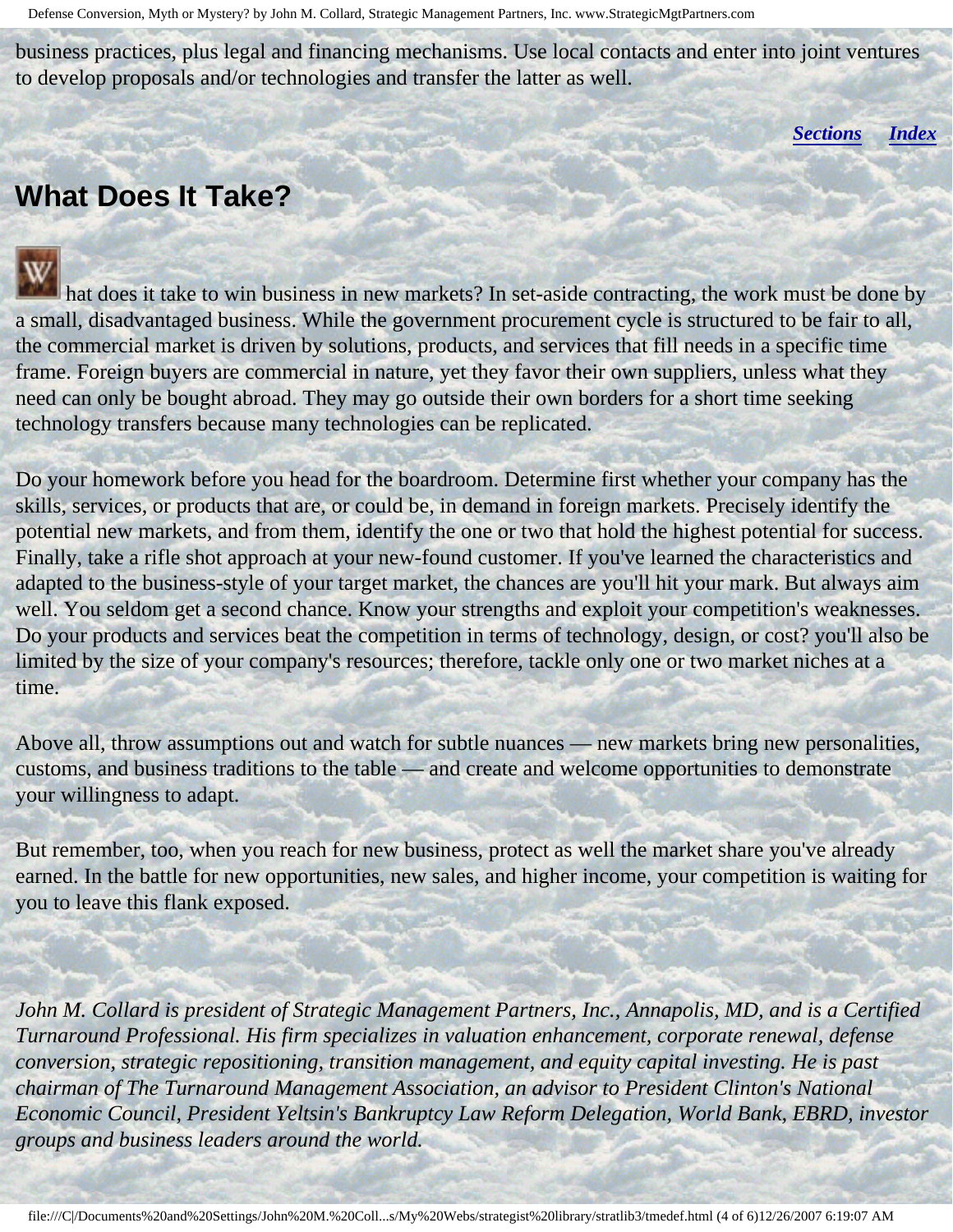business practices, plus legal and financing mechanisms. Use local contacts and enter into joint ventures to develop proposals and/or technologies and transfer the latter as well.

*Sections* *Index*

## What Does It Take?

What does it take to win business in new markets? In set-aside contracting, the work must be done by a small, disadvantaged business. While the government procurement cycle is structured to be fair to all, the commercial market is driven by solutions, products, and services that fill needs in a specific time frame. Foreign buyers are commercial in nature, yet they favor their own suppliers, unless what they need can only be bought abroad. They may go outside their own borders for a short time seeking technology transfers because many technologies can be replicated.

Do your homework before you head for the boardroom. Determine first whether your company has the skills, services, or products that are, or could be, in demand in foreign markets. Precisely identify the potential new markets, and from them, identify the one or two that hold the highest potential for success. Finally, take a rifle shot approach at your new-found customer. If you've learned the characteristics and adapted to the business-style of your target market, the chances are you'll hit your mark. But always aim well. You seldom get a second chance. Know your strengths and exploit your competition's weaknesses. Do your products and services beat the competition in terms of technology, design, or cost? you'll also be limited by the size of your company's resources; therefore, tackle only one or two market niches at a time.

Above all, throw assumptions out and watch for subtle nuances — new markets bring new personalities, customs, and business traditions to the table — and create and welcome opportunities to demonstrate your willingness to adapt.

But remember, too, when you reach for new business, protect as well the market share you've already earned. In the battle for new opportunities, new sales, and higher income, your competition is waiting for you to leave this flank exposed.

*John M. Collard is president of Strategic Management Partners, Inc., Annapolis, MD, and is a Certified Turnaround Professional. His firm specializes in valuation enhancement, corporate renewal, defense conversion, strategic repositioning, transition management, and equity capital investing. He is past chairman of The Turnaround Management Association, an advisor to President Clinton's National Economic Council, President Yeltsin's Bankruptcy Law Reform Delegation, World Bank, EBRD, investor groups and business leaders around the world.*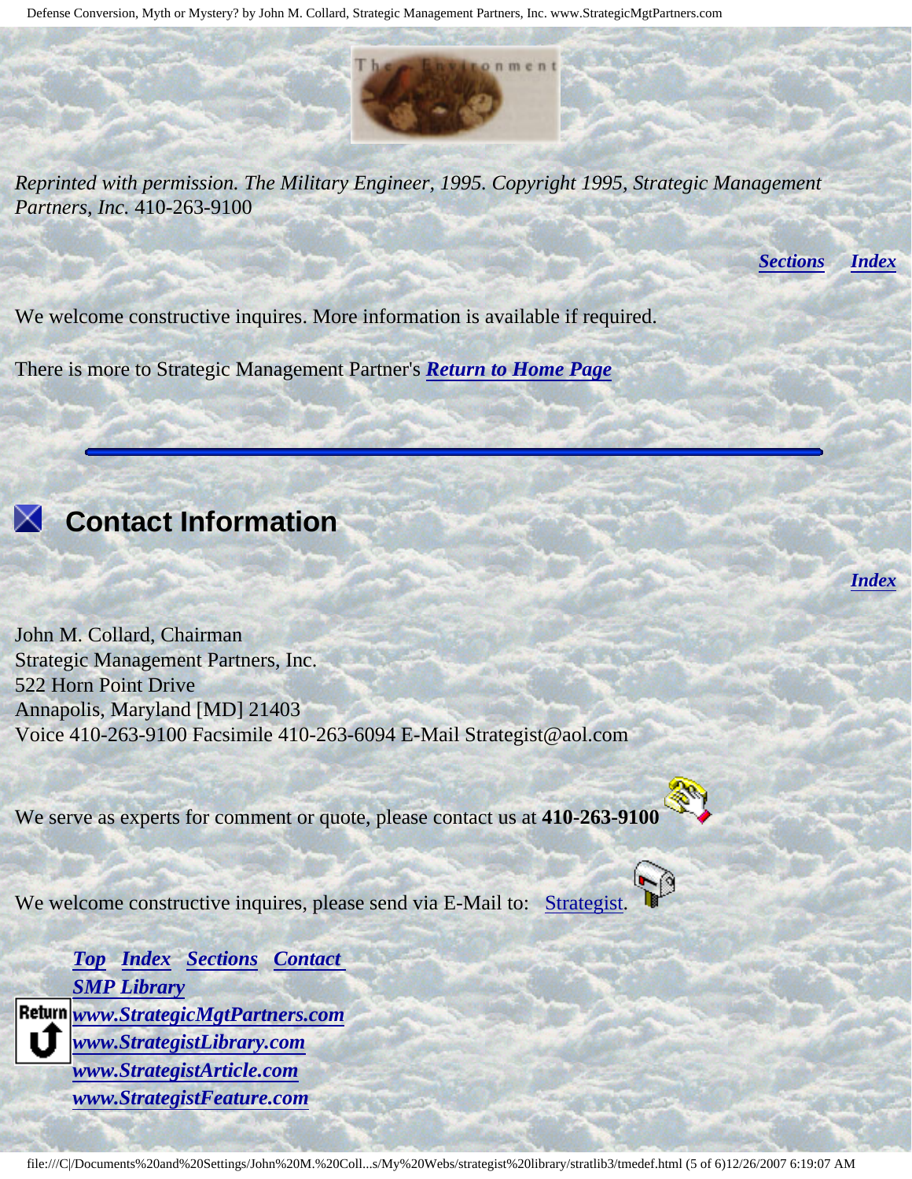*Reprinted with permission. The Military Engineer, 1995. Copyright 1995, Strategic Management Partners, Inc.* 410-263-9100

***Sections*** ***Index***

We welcome constructive inquires. More information is available if required.

There is more to Strategic Management Partner's ***Return to Home Page***

---

## Contact Information

***Index***

John M. Collard, Chairman  
Strategic Management Partners, Inc.  
522 Horn Point Drive  
Annapolis, Maryland [MD] 21403  
Voice 410-263-9100 Facsimile 410-263-6094 E-Mail Strategist@aol.com

We serve as experts for comment or quote, please contact us at **410-263-9100**

We welcome constructive inquires, please send via E-Mail to: Strategist.

***Top*** ***Index*** ***Sections*** ***Contact***  
***SMP Library***  
***www.StrategicMgtPartners.com***  
***www.StrategistLibrary.com***  
***www.StrategistArticle.com***  
***www.StrategistFeature.com***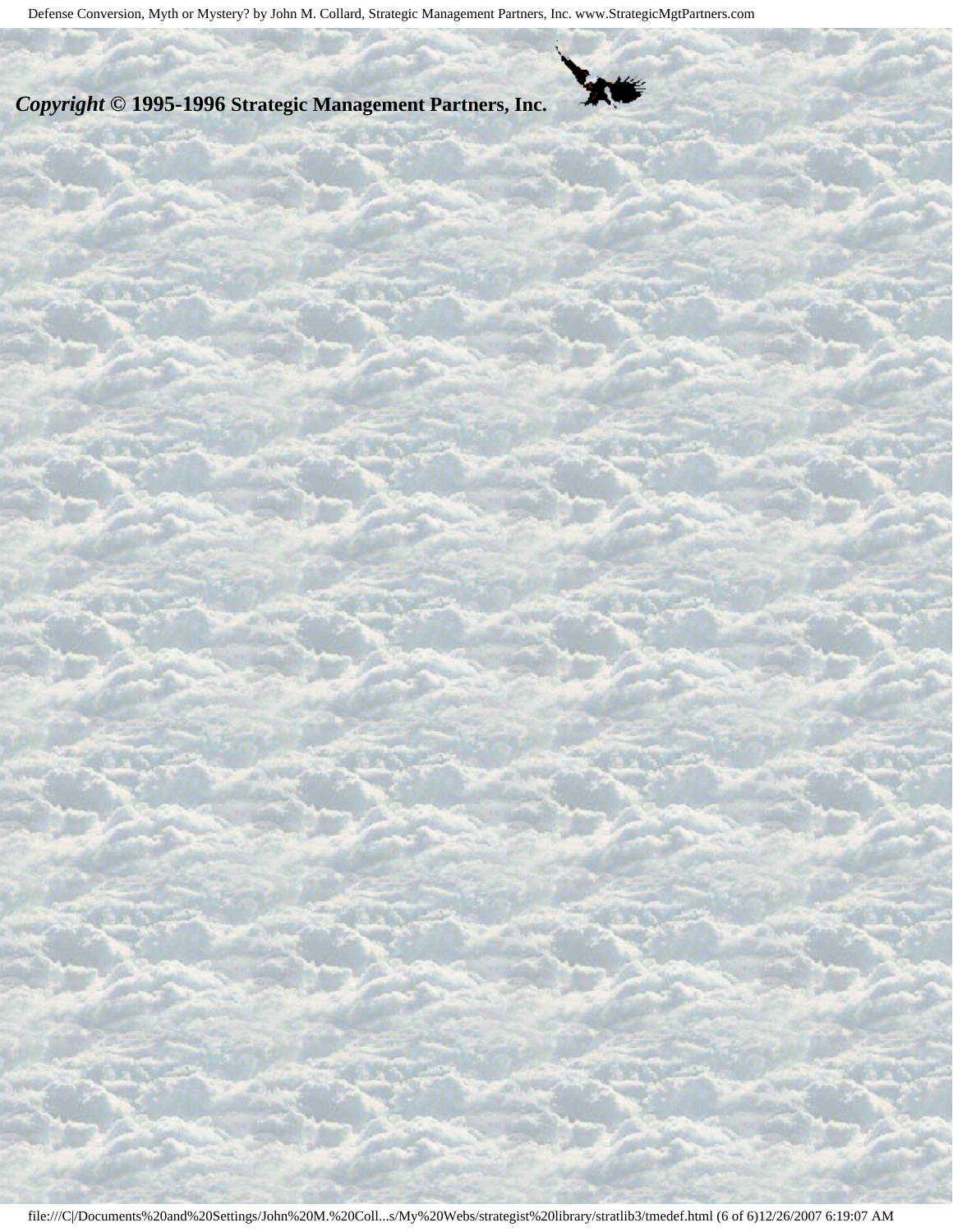***Copyright*** **© 1995-1996 Strategic Management Partners, Inc.**